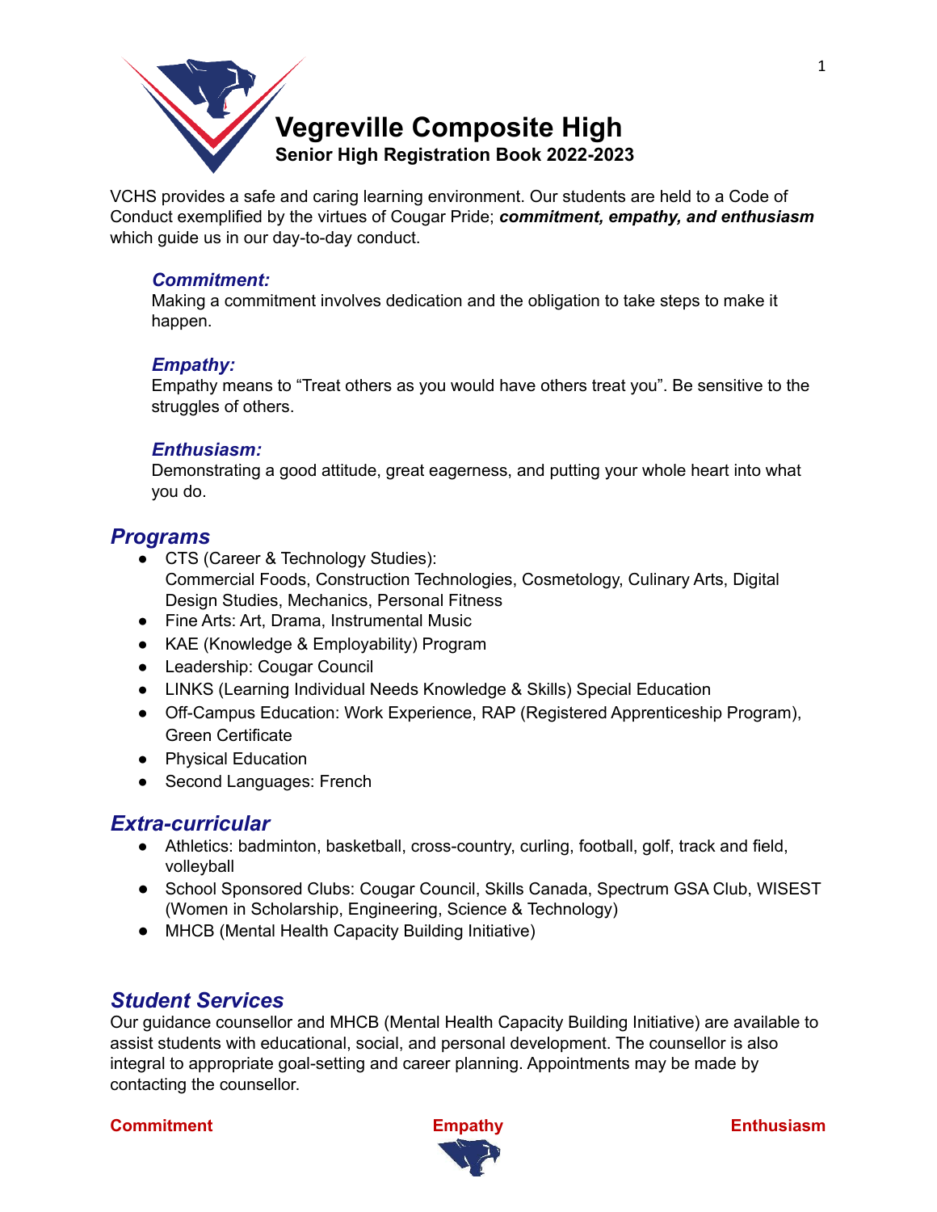# Vegreville Composite High

**Senior High Registration Book 2022-2023**

VCHS provides a safe and caring learning environment. Our students are held to a Code of Conduct exemplified by the virtues of Cougar Pride; ***commitment, empathy, and enthusiasm*** which guide us in our day-to-day conduct.

***Commitment:***
Making a commitment involves dedication and the obligation to take steps to make it happen.

***Empathy:***
Empathy means to "Treat others as you would have others treat you". Be sensitive to the struggles of others.

***Enthusiasm:***
Demonstrating a good attitude, great eagerness, and putting your whole heart into what you do.

## *Programs*

- CTS (Career & Technology Studies):
  Commercial Foods, Construction Technologies, Cosmetology, Culinary Arts, Digital Design Studies, Mechanics, Personal Fitness
- Fine Arts: Art, Drama, Instrumental Music
- KAE (Knowledge & Employability) Program
- Leadership: Cougar Council
- LINKS (Learning Individual Needs Knowledge & Skills) Special Education
- Off-Campus Education: Work Experience, RAP (Registered Apprenticeship Program), Green Certificate
- Physical Education
- Second Languages: French

## *Extra-curricular*

- Athletics: badminton, basketball, cross-country, curling, football, golf, track and field, volleyball
- School Sponsored Clubs: Cougar Council, Skills Canada, Spectrum GSA Club, WISEST (Women in Scholarship, Engineering, Science & Technology)
- MHCB (Mental Health Capacity Building Initiative)

## *Student Services*

Our guidance counsellor and MHCB (Mental Health Capacity Building Initiative) are available to assist students with educational, social, and personal development. The counsellor is also integral to appropriate goal-setting and career planning. Appointments may be made by contacting the counsellor.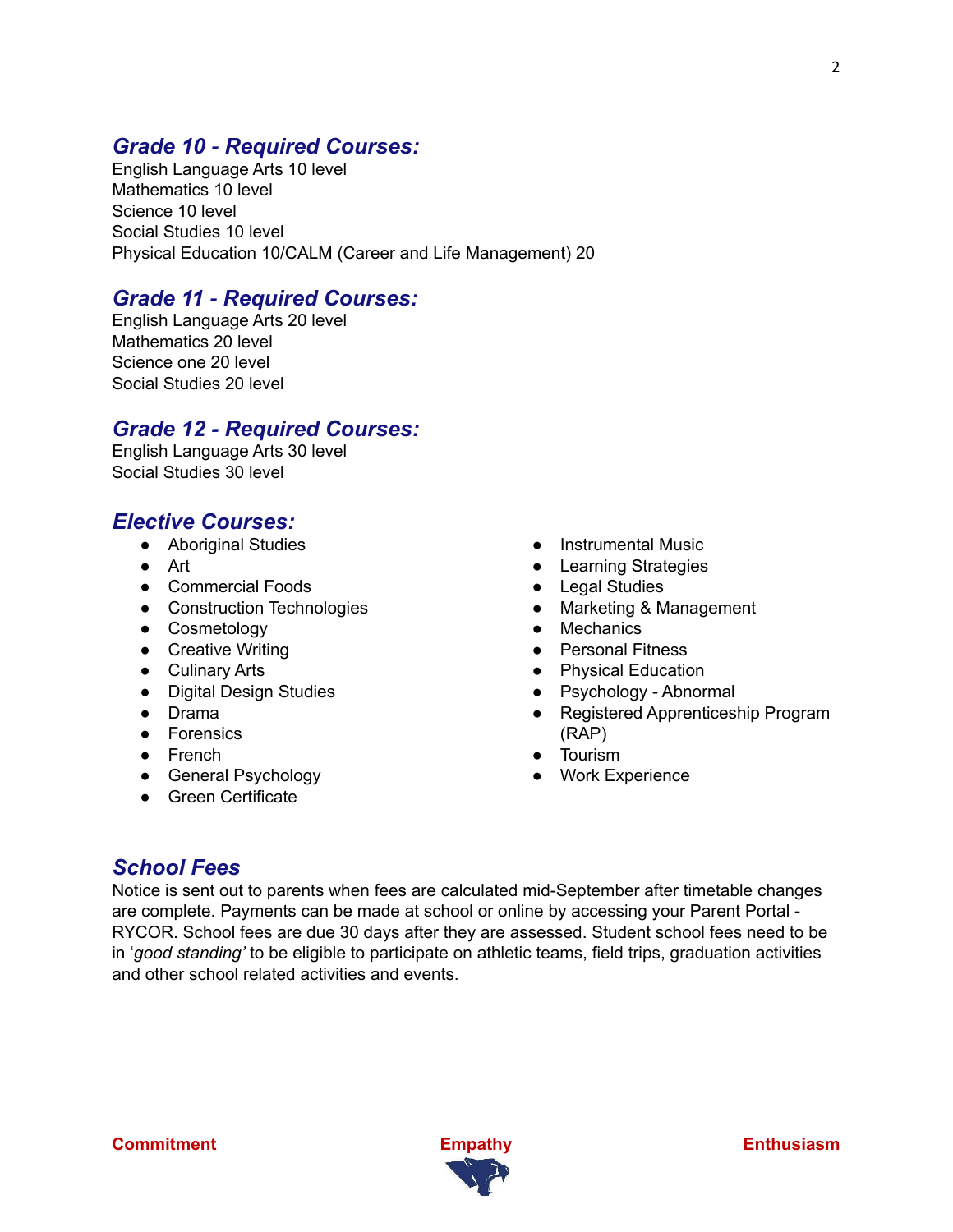## *Grade 10 - Required Courses:*

English Language Arts 10 level
Mathematics 10 level
Science 10 level
Social Studies 10 level
Physical Education 10/CALM (Career and Life Management) 20

## *Grade 11 - Required Courses:*

English Language Arts 20 level
Mathematics 20 level
Science one 20 level
Social Studies 20 level

## *Grade 12 - Required Courses:*

English Language Arts 30 level
Social Studies 30 level

## *Elective Courses:*

- Aboriginal Studies
- Art
- Commercial Foods
- Construction Technologies
- Cosmetology
- Creative Writing
- Culinary Arts
- Digital Design Studies
- Drama
- Forensics
- French
- General Psychology
- Green Certificate
- Instrumental Music
- Learning Strategies
- Legal Studies
- Marketing & Management
- Mechanics
- Personal Fitness
- Physical Education
- Psychology - Abnormal
- Registered Apprenticeship Program (RAP)
- Tourism
- Work Experience

## *School Fees*

Notice is sent out to parents when fees are calculated mid-September after timetable changes are complete. Payments can be made at school or online by accessing your Parent Portal - RYCOR. School fees are due 30 days after they are assessed. Student school fees need to be in '*good standing'* to be eligible to participate on athletic teams, field trips, graduation activities and other school related activities and events.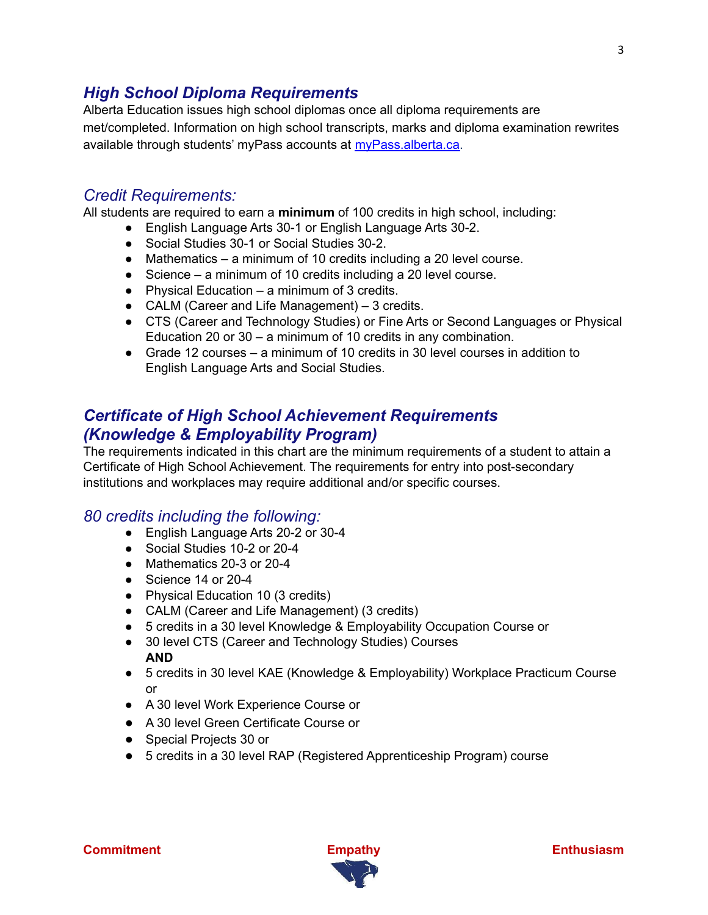## ***High School Diploma Requirements***

Alberta Education issues high school diplomas once all diploma requirements are met/completed. Information on high school transcripts, marks and diploma examination rewrites available through students' myPass accounts at [myPass.alberta.ca](myPass.alberta.ca).

### *Credit Requirements:*

All students are required to earn a **minimum** of 100 credits in high school, including:

- English Language Arts 30-1 or English Language Arts 30-2.
- Social Studies 30-1 or Social Studies 30-2.
- Mathematics – a minimum of 10 credits including a 20 level course.
- Science – a minimum of 10 credits including a 20 level course.
- Physical Education – a minimum of 3 credits.
- CALM (Career and Life Management) – 3 credits.
- CTS (Career and Technology Studies) or Fine Arts or Second Languages or Physical Education 20 or 30 – a minimum of 10 credits in any combination.
- Grade 12 courses – a minimum of 10 credits in 30 level courses in addition to English Language Arts and Social Studies.

## ***Certificate of High School Achievement Requirements (Knowledge & Employability Program)***

The requirements indicated in this chart are the minimum requirements of a student to attain a Certificate of High School Achievement. The requirements for entry into post-secondary institutions and workplaces may require additional and/or specific courses.

### *80 credits including the following:*

- English Language Arts 20-2 or 30-4
- Social Studies 10-2 or 20-4
- Mathematics 20-3 or 20-4
- Science 14 or 20-4
- Physical Education 10 (3 credits)
- CALM (Career and Life Management) (3 credits)
- 5 credits in a 30 level Knowledge & Employability Occupation Course or
- 30 level CTS (Career and Technology Studies) Courses
  **AND**
- 5 credits in 30 level KAE (Knowledge & Employability) Workplace Practicum Course or
- A 30 level Work Experience Course or
- A 30 level Green Certificate Course or
- Special Projects 30 or
- 5 credits in a 30 level RAP (Registered Apprenticeship Program) course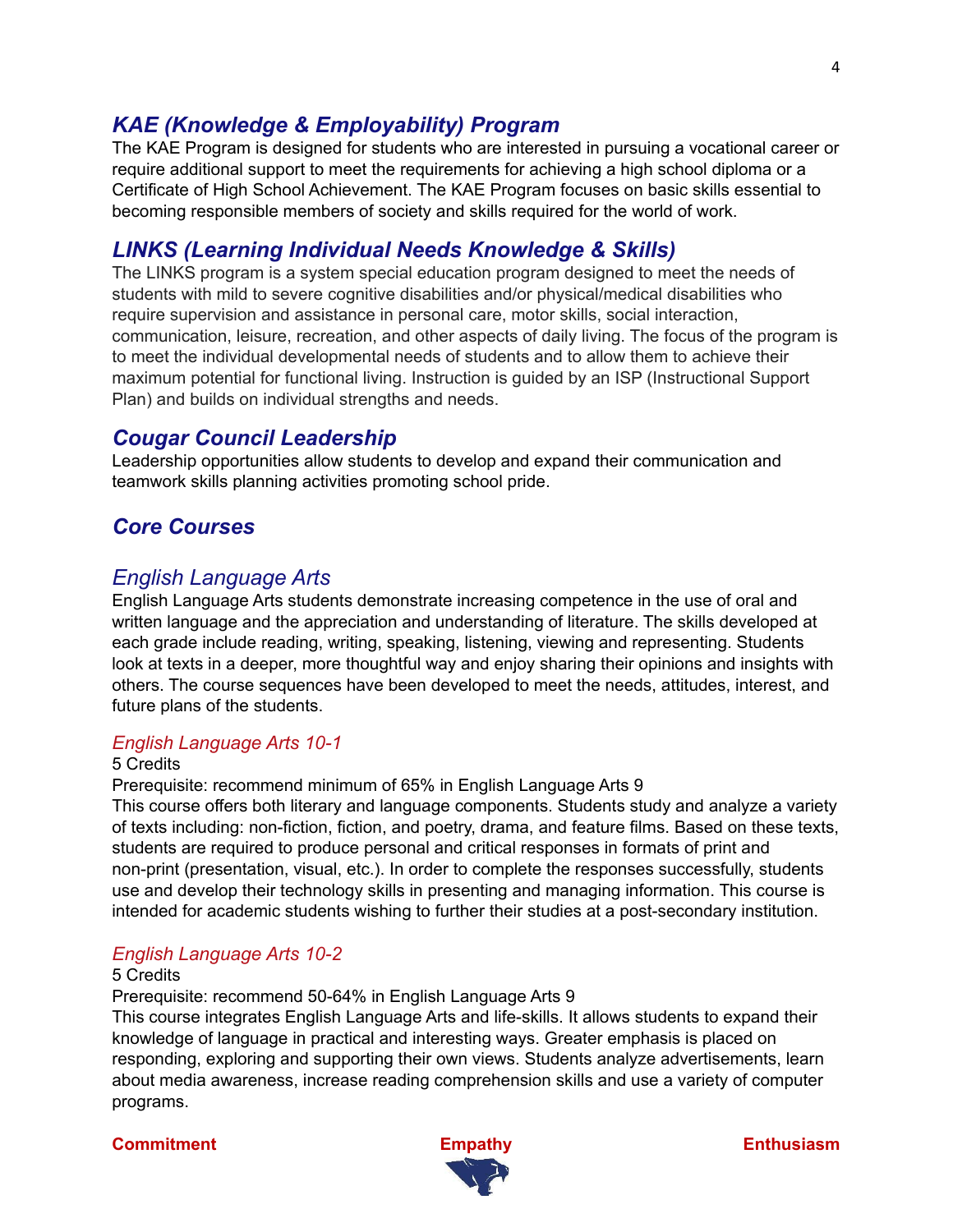## *KAE (Knowledge & Employability) Program*

The KAE Program is designed for students who are interested in pursuing a vocational career or require additional support to meet the requirements for achieving a high school diploma or a Certificate of High School Achievement. The KAE Program focuses on basic skills essential to becoming responsible members of society and skills required for the world of work.

## *LINKS (Learning Individual Needs Knowledge & Skills)*

The LINKS program is a system special education program designed to meet the needs of students with mild to severe cognitive disabilities and/or physical/medical disabilities who require supervision and assistance in personal care, motor skills, social interaction, communication, leisure, recreation, and other aspects of daily living. The focus of the program is to meet the individual developmental needs of students and to allow them to achieve their maximum potential for functional living. Instruction is guided by an ISP (Instructional Support Plan) and builds on individual strengths and needs.

## *Cougar Council Leadership*

Leadership opportunities allow students to develop and expand their communication and teamwork skills planning activities promoting school pride.

## *Core Courses*

### *English Language Arts*

English Language Arts students demonstrate increasing competence in the use of oral and written language and the appreciation and understanding of literature. The skills developed at each grade include reading, writing, speaking, listening, viewing and representing. Students look at texts in a deeper, more thoughtful way and enjoy sharing their opinions and insights with others. The course sequences have been developed to meet the needs, attitudes, interest, and future plans of the students.

#### *English Language Arts 10-1*

5 Credits
Prerequisite: recommend minimum of 65% in English Language Arts 9
This course offers both literary and language components. Students study and analyze a variety of texts including: non-fiction, fiction, and poetry, drama, and feature films. Based on these texts, students are required to produce personal and critical responses in formats of print and non-print (presentation, visual, etc.). In order to complete the responses successfully, students use and develop their technology skills in presenting and managing information. This course is intended for academic students wishing to further their studies at a post-secondary institution.

#### *English Language Arts 10-2*

5 Credits
Prerequisite: recommend 50-64% in English Language Arts 9
This course integrates English Language Arts and life-skills. It allows students to expand their knowledge of language in practical and interesting ways. Greater emphasis is placed on responding, exploring and supporting their own views. Students analyze advertisements, learn about media awareness, increase reading comprehension skills and use a variety of computer programs.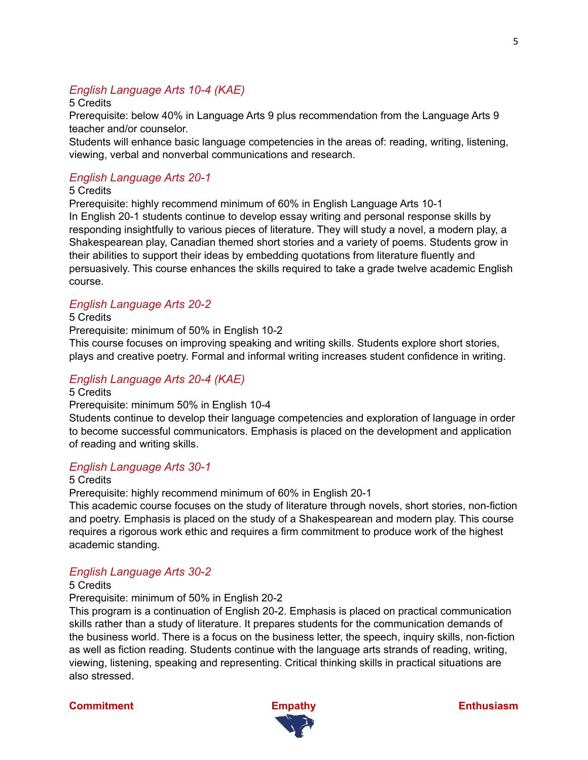### *English Language Arts 10-4 (KAE)*

5 Credits

Prerequisite: below 40% in Language Arts 9 plus recommendation from the Language Arts 9 teacher and/or counselor.

Students will enhance basic language competencies in the areas of: reading, writing, listening, viewing, verbal and nonverbal communications and research.

### *English Language Arts 20-1*

5 Credits

Prerequisite: highly recommend minimum of 60% in English Language Arts 10-1

In English 20-1 students continue to develop essay writing and personal response skills by responding insightfully to various pieces of literature. They will study a novel, a modern play, a Shakespearean play, Canadian themed short stories and a variety of poems. Students grow in their abilities to support their ideas by embedding quotations from literature fluently and persuasively. This course enhances the skills required to take a grade twelve academic English course.

### *English Language Arts 20-2*

5 Credits

Prerequisite: minimum of 50% in English 10-2

This course focuses on improving speaking and writing skills. Students explore short stories, plays and creative poetry. Formal and informal writing increases student confidence in writing.

### *English Language Arts 20-4 (KAE)*

5 Credits

Prerequisite: minimum 50% in English 10-4

Students continue to develop their language competencies and exploration of language in order to become successful communicators. Emphasis is placed on the development and application of reading and writing skills.

### *English Language Arts 30-1*

5 Credits

Prerequisite: highly recommend minimum of 60% in English 20-1

This academic course focuses on the study of literature through novels, short stories, non-fiction and poetry. Emphasis is placed on the study of a Shakespearean and modern play. This course requires a rigorous work ethic and requires a firm commitment to produce work of the highest academic standing.

### *English Language Arts 30-2*

5 Credits

Prerequisite: minimum of 50% in English 20-2

This program is a continuation of English 20-2. Emphasis is placed on practical communication skills rather than a study of literature. It prepares students for the communication demands of the business world. There is a focus on the business letter, the speech, inquiry skills, non-fiction as well as fiction reading. Students continue with the language arts strands of reading, writing, viewing, listening, speaking and representing. Critical thinking skills in practical situations are also stressed.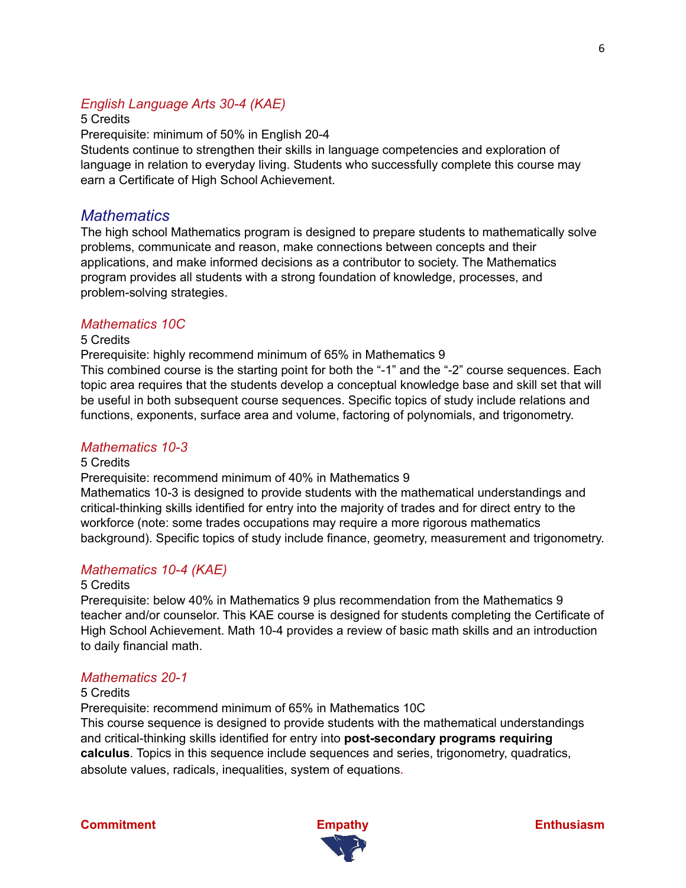### *English Language Arts 30-4 (KAE)*

5 Credits
Prerequisite: minimum of 50% in English 20-4
Students continue to strengthen their skills in language competencies and exploration of language in relation to everyday living. Students who successfully complete this course may earn a Certificate of High School Achievement.

## *Mathematics*

The high school Mathematics program is designed to prepare students to mathematically solve problems, communicate and reason, make connections between concepts and their applications, and make informed decisions as a contributor to society. The Mathematics program provides all students with a strong foundation of knowledge, processes, and problem-solving strategies.

### *Mathematics 10C*

5 Credits
Prerequisite: highly recommend minimum of 65% in Mathematics 9
This combined course is the starting point for both the "-1" and the "-2" course sequences. Each topic area requires that the students develop a conceptual knowledge base and skill set that will be useful in both subsequent course sequences. Specific topics of study include relations and functions, exponents, surface area and volume, factoring of polynomials, and trigonometry.

### *Mathematics 10-3*

5 Credits
Prerequisite: recommend minimum of 40% in Mathematics 9
Mathematics 10-3 is designed to provide students with the mathematical understandings and critical-thinking skills identified for entry into the majority of trades and for direct entry to the workforce (note: some trades occupations may require a more rigorous mathematics background). Specific topics of study include finance, geometry, measurement and trigonometry.

### *Mathematics 10-4 (KAE)*

5 Credits
Prerequisite: below 40% in Mathematics 9 plus recommendation from the Mathematics 9 teacher and/or counselor. This KAE course is designed for students completing the Certificate of High School Achievement. Math 10-4 provides a review of basic math skills and an introduction to daily financial math.

### *Mathematics 20-1*

5 Credits
Prerequisite: recommend minimum of 65% in Mathematics 10C
This course sequence is designed to provide students with the mathematical understandings and critical-thinking skills identified for entry into **post-secondary programs requiring calculus**. Topics in this sequence include sequences and series, trigonometry, quadratics, absolute values, radicals, inequalities, system of equations.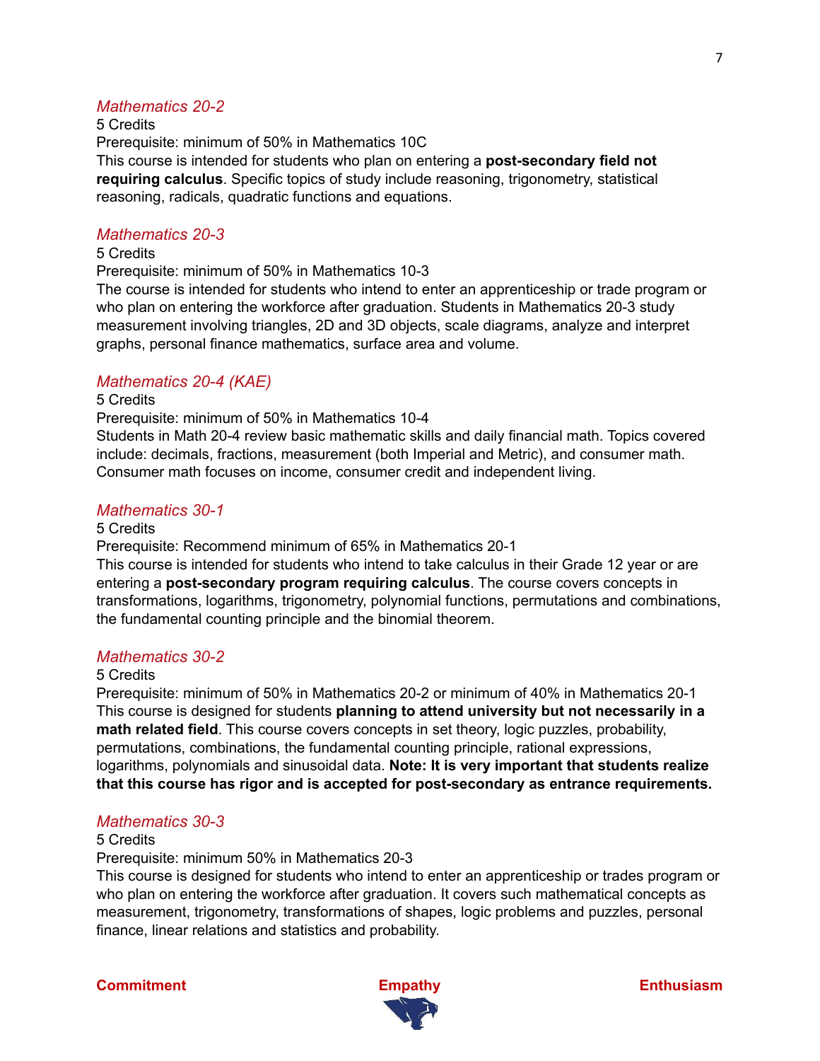### *Mathematics 20-2*

5 Credits

Prerequisite: minimum of 50% in Mathematics 10C

This course is intended for students who plan on entering a **post-secondary field not requiring calculus**. Specific topics of study include reasoning, trigonometry, statistical reasoning, radicals, quadratic functions and equations.

### *Mathematics 20-3*

5 Credits

Prerequisite: minimum of 50% in Mathematics 10-3

The course is intended for students who intend to enter an apprenticeship or trade program or who plan on entering the workforce after graduation. Students in Mathematics 20-3 study measurement involving triangles, 2D and 3D objects, scale diagrams, analyze and interpret graphs, personal finance mathematics, surface area and volume.

### *Mathematics 20-4 (KAE)*

5 Credits

Prerequisite: minimum of 50% in Mathematics 10-4

Students in Math 20-4 review basic mathematic skills and daily financial math. Topics covered include: decimals, fractions, measurement (both Imperial and Metric), and consumer math. Consumer math focuses on income, consumer credit and independent living.

### *Mathematics 30-1*

5 Credits

Prerequisite: Recommend minimum of 65% in Mathematics 20-1

This course is intended for students who intend to take calculus in their Grade 12 year or are entering a **post-secondary program requiring calculus**. The course covers concepts in transformations, logarithms, trigonometry, polynomial functions, permutations and combinations, the fundamental counting principle and the binomial theorem.

### *Mathematics 30-2*

5 Credits

Prerequisite: minimum of 50% in Mathematics 20-2 or minimum of 40% in Mathematics 20-1

This course is designed for students **planning to attend university but not necessarily in a math related field**. This course covers concepts in set theory, logic puzzles, probability, permutations, combinations, the fundamental counting principle, rational expressions, logarithms, polynomials and sinusoidal data. **Note: It is very important that students realize that this course has rigor and is accepted for post-secondary as entrance requirements.**

### *Mathematics 30-3*

5 Credits

Prerequisite: minimum 50% in Mathematics 20-3

This course is designed for students who intend to enter an apprenticeship or trades program or who plan on entering the workforce after graduation. It covers such mathematical concepts as measurement, trigonometry, transformations of shapes, logic problems and puzzles, personal finance, linear relations and statistics and probability.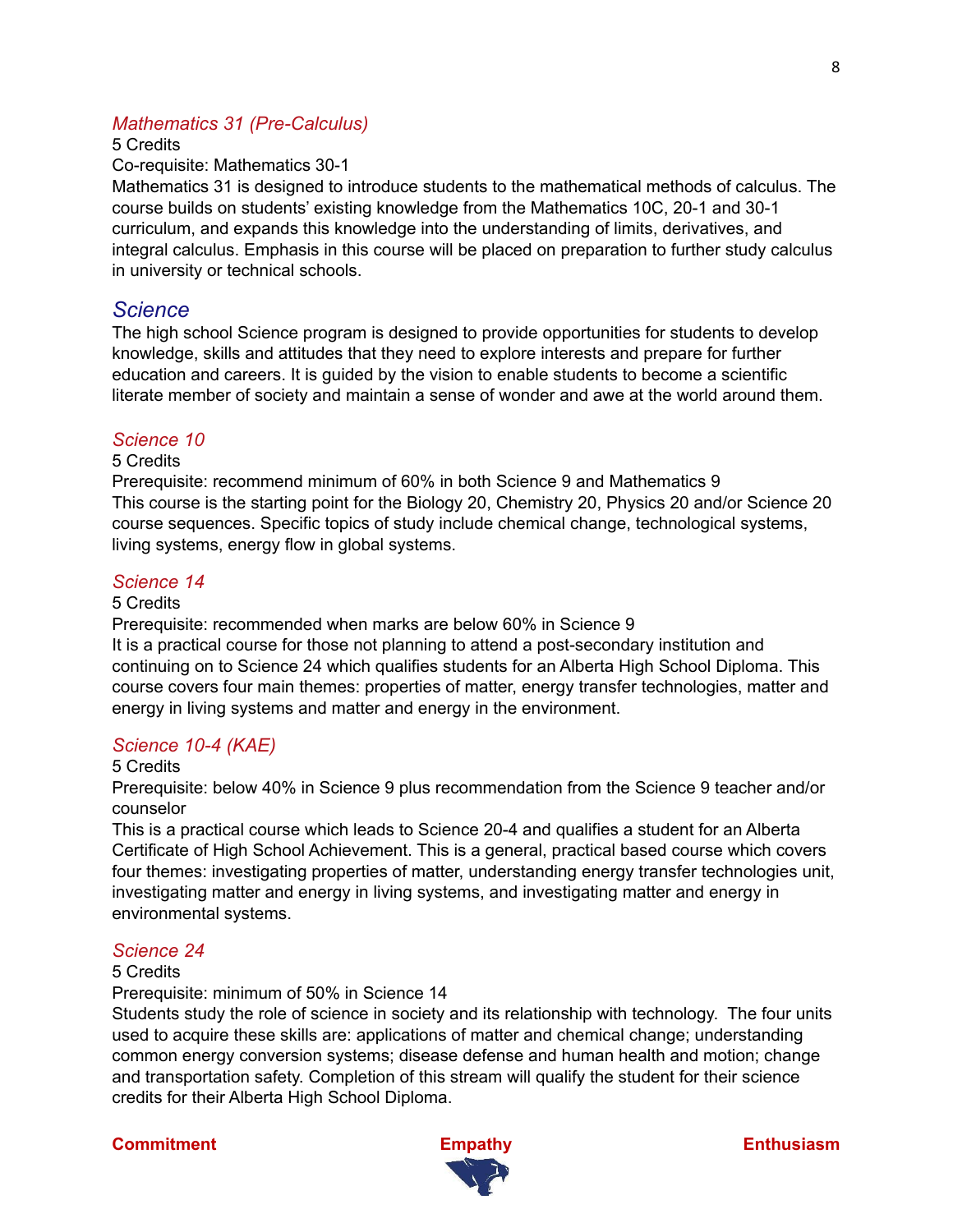### *Mathematics 31 (Pre-Calculus)*

5 Credits

Co-requisite: Mathematics 30-1

Mathematics 31 is designed to introduce students to the mathematical methods of calculus. The course builds on students' existing knowledge from the Mathematics 10C, 20-1 and 30-1 curriculum, and expands this knowledge into the understanding of limits, derivatives, and integral calculus. Emphasis in this course will be placed on preparation to further study calculus in university or technical schools.

## *Science*

The high school Science program is designed to provide opportunities for students to develop knowledge, skills and attitudes that they need to explore interests and prepare for further education and careers. It is guided by the vision to enable students to become a scientific literate member of society and maintain a sense of wonder and awe at the world around them.

### *Science 10*

5 Credits

Prerequisite: recommend minimum of 60% in both Science 9 and Mathematics 9

This course is the starting point for the Biology 20, Chemistry 20, Physics 20 and/or Science 20 course sequences. Specific topics of study include chemical change, technological systems, living systems, energy flow in global systems.

### *Science 14*

5 Credits

Prerequisite: recommended when marks are below 60% in Science 9

It is a practical course for those not planning to attend a post-secondary institution and continuing on to Science 24 which qualifies students for an Alberta High School Diploma. This course covers four main themes: properties of matter, energy transfer technologies, matter and energy in living systems and matter and energy in the environment.

### *Science 10-4 (KAE)*

5 Credits

Prerequisite: below 40% in Science 9 plus recommendation from the Science 9 teacher and/or counselor

This is a practical course which leads to Science 20-4 and qualifies a student for an Alberta Certificate of High School Achievement. This is a general, practical based course which covers four themes: investigating properties of matter, understanding energy transfer technologies unit, investigating matter and energy in living systems, and investigating matter and energy in environmental systems.

### *Science 24*

5 Credits

Prerequisite: minimum of 50% in Science 14

Students study the role of science in society and its relationship with technology. The four units used to acquire these skills are: applications of matter and chemical change; understanding common energy conversion systems; disease defense and human health and motion; change and transportation safety. Completion of this stream will qualify the student for their science credits for their Alberta High School Diploma.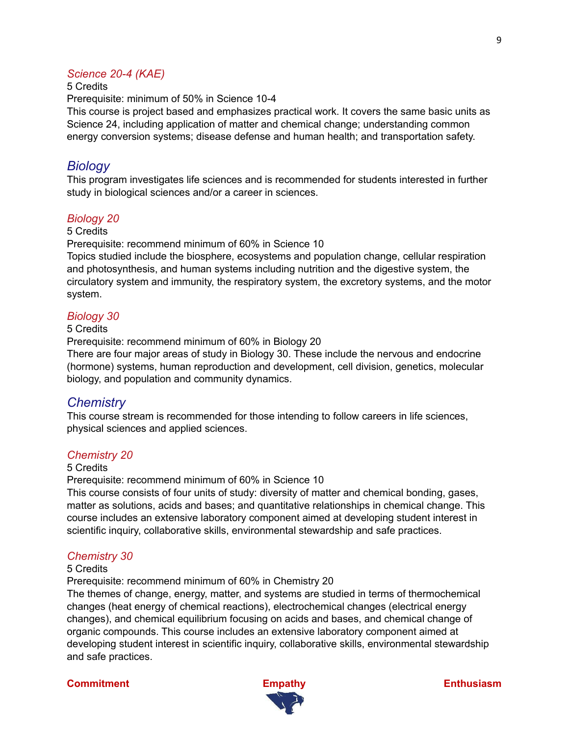### *Science 20-4 (KAE)*

5 Credits

Prerequisite: minimum of 50% in Science 10-4

This course is project based and emphasizes practical work. It covers the same basic units as Science 24, including application of matter and chemical change; understanding common energy conversion systems; disease defense and human health; and transportation safety.

## *Biology*

This program investigates life sciences and is recommended for students interested in further study in biological sciences and/or a career in sciences.

### *Biology 20*

5 Credits

Prerequisite: recommend minimum of 60% in Science 10

Topics studied include the biosphere, ecosystems and population change, cellular respiration and photosynthesis, and human systems including nutrition and the digestive system, the circulatory system and immunity, the respiratory system, the excretory systems, and the motor system.

### *Biology 30*

5 Credits

Prerequisite: recommend minimum of 60% in Biology 20

There are four major areas of study in Biology 30. These include the nervous and endocrine (hormone) systems, human reproduction and development, cell division, genetics, molecular biology, and population and community dynamics.

## *Chemistry*

This course stream is recommended for those intending to follow careers in life sciences, physical sciences and applied sciences.

### *Chemistry 20*

5 Credits

Prerequisite: recommend minimum of 60% in Science 10

This course consists of four units of study: diversity of matter and chemical bonding, gases, matter as solutions, acids and bases; and quantitative relationships in chemical change. This course includes an extensive laboratory component aimed at developing student interest in scientific inquiry, collaborative skills, environmental stewardship and safe practices.

### *Chemistry 30*

5 Credits

Prerequisite: recommend minimum of 60% in Chemistry 20

The themes of change, energy, matter, and systems are studied in terms of thermochemical changes (heat energy of chemical reactions), electrochemical changes (electrical energy changes), and chemical equilibrium focusing on acids and bases, and chemical change of organic compounds. This course includes an extensive laboratory component aimed at developing student interest in scientific inquiry, collaborative skills, environmental stewardship and safe practices.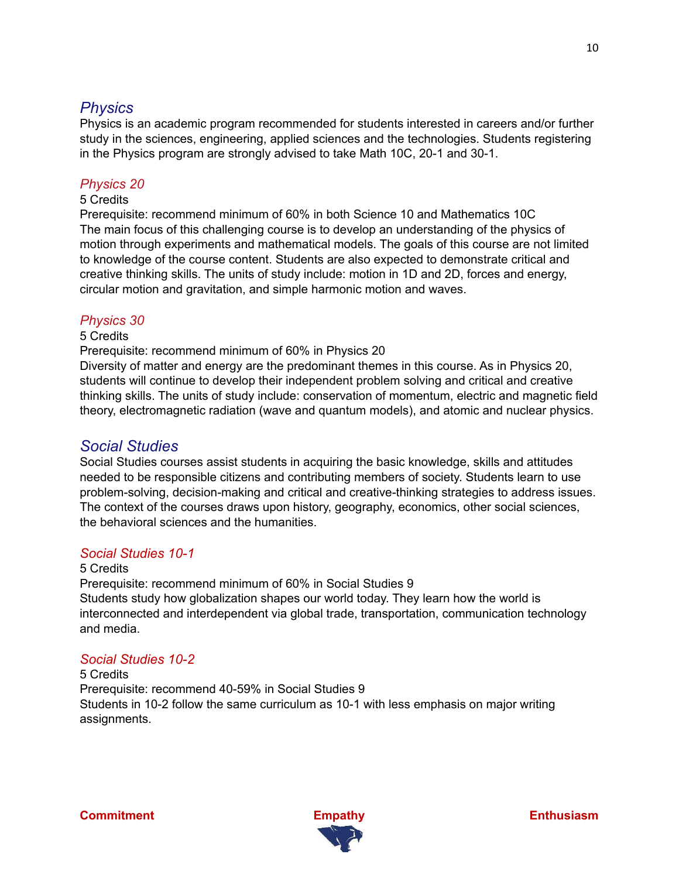## *Physics*

Physics is an academic program recommended for students interested in careers and/or further study in the sciences, engineering, applied sciences and the technologies. Students registering in the Physics program are strongly advised to take Math 10C, 20-1 and 30-1.

### *Physics 20*

5 Credits
Prerequisite: recommend minimum of 60% in both Science 10 and Mathematics 10C
The main focus of this challenging course is to develop an understanding of the physics of motion through experiments and mathematical models. The goals of this course are not limited to knowledge of the course content. Students are also expected to demonstrate critical and creative thinking skills. The units of study include: motion in 1D and 2D, forces and energy, circular motion and gravitation, and simple harmonic motion and waves.

### *Physics 30*

5 Credits
Prerequisite: recommend minimum of 60% in Physics 20
Diversity of matter and energy are the predominant themes in this course. As in Physics 20, students will continue to develop their independent problem solving and critical and creative thinking skills. The units of study include: conservation of momentum, electric and magnetic field theory, electromagnetic radiation (wave and quantum models), and atomic and nuclear physics.

## *Social Studies*

Social Studies courses assist students in acquiring the basic knowledge, skills and attitudes needed to be responsible citizens and contributing members of society. Students learn to use problem-solving, decision-making and critical and creative-thinking strategies to address issues. The context of the courses draws upon history, geography, economics, other social sciences, the behavioral sciences and the humanities.

### *Social Studies 10-1*

5 Credits
Prerequisite: recommend minimum of 60% in Social Studies 9
Students study how globalization shapes our world today. They learn how the world is interconnected and interdependent via global trade, transportation, communication technology and media.

### *Social Studies 10-2*

5 Credits
Prerequisite: recommend 40-59% in Social Studies 9
Students in 10-2 follow the same curriculum as 10-1 with less emphasis on major writing assignments.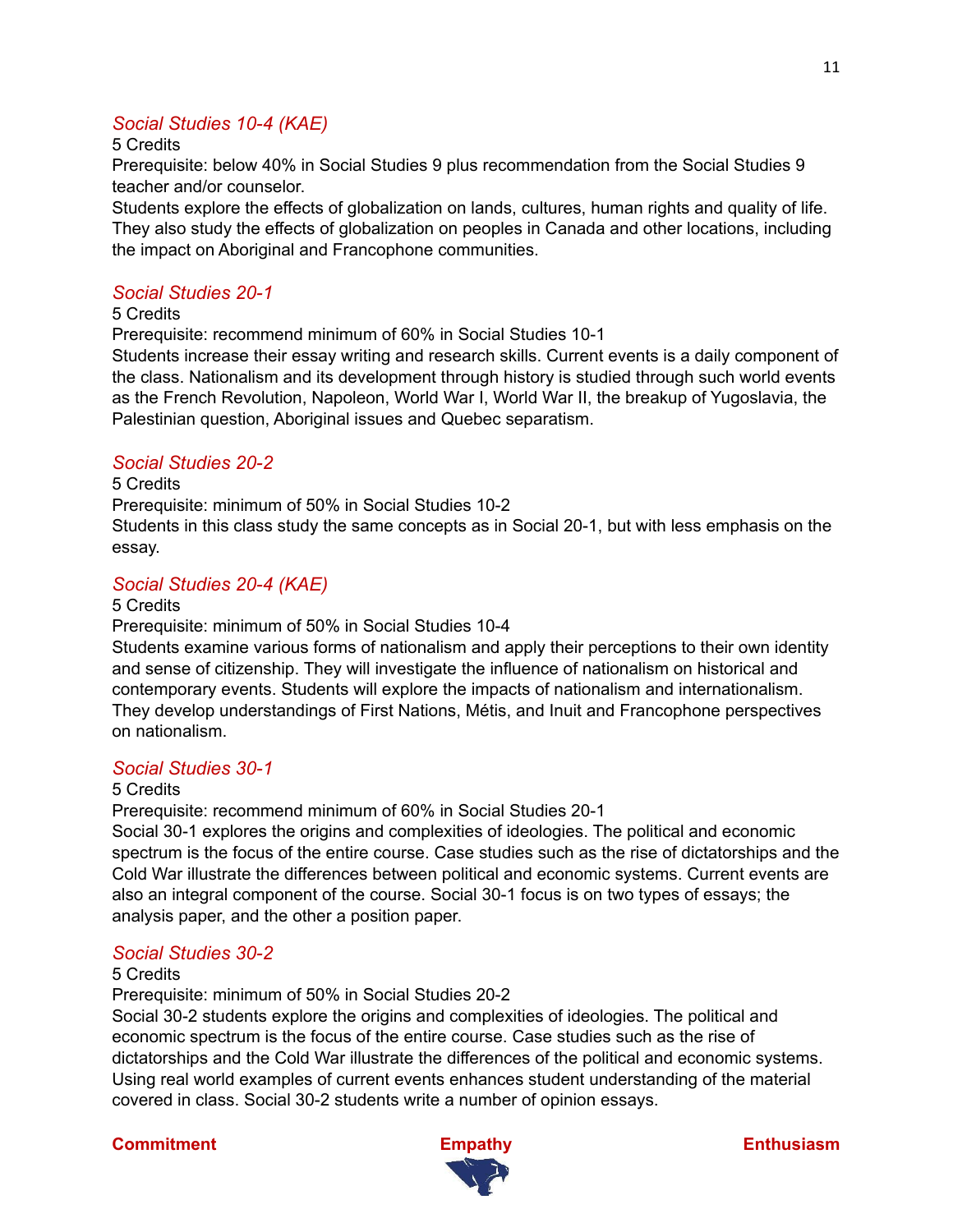### *Social Studies 10-4 (KAE)*

5 Credits

Prerequisite: below 40% in Social Studies 9 plus recommendation from the Social Studies 9 teacher and/or counselor.

Students explore the effects of globalization on lands, cultures, human rights and quality of life. They also study the effects of globalization on peoples in Canada and other locations, including the impact on Aboriginal and Francophone communities.

### *Social Studies 20-1*

5 Credits

Prerequisite: recommend minimum of 60% in Social Studies 10-1

Students increase their essay writing and research skills. Current events is a daily component of the class. Nationalism and its development through history is studied through such world events as the French Revolution, Napoleon, World War I, World War II, the breakup of Yugoslavia, the Palestinian question, Aboriginal issues and Quebec separatism.

### *Social Studies 20-2*

5 Credits

Prerequisite: minimum of 50% in Social Studies 10-2

Students in this class study the same concepts as in Social 20-1, but with less emphasis on the essay.

### *Social Studies 20-4 (KAE)*

5 Credits

Prerequisite: minimum of 50% in Social Studies 10-4

Students examine various forms of nationalism and apply their perceptions to their own identity and sense of citizenship. They will investigate the influence of nationalism on historical and contemporary events. Students will explore the impacts of nationalism and internationalism. They develop understandings of First Nations, Métis, and Inuit and Francophone perspectives on nationalism.

### *Social Studies 30-1*

5 Credits

Prerequisite: recommend minimum of 60% in Social Studies 20-1

Social 30-1 explores the origins and complexities of ideologies. The political and economic spectrum is the focus of the entire course. Case studies such as the rise of dictatorships and the Cold War illustrate the differences between political and economic systems. Current events are also an integral component of the course. Social 30-1 focus is on two types of essays; the analysis paper, and the other a position paper.

### *Social Studies 30-2*

5 Credits

Prerequisite: minimum of 50% in Social Studies 20-2

Social 30-2 students explore the origins and complexities of ideologies. The political and economic spectrum is the focus of the entire course. Case studies such as the rise of dictatorships and the Cold War illustrate the differences of the political and economic systems. Using real world examples of current events enhances student understanding of the material covered in class. Social 30-2 students write a number of opinion essays.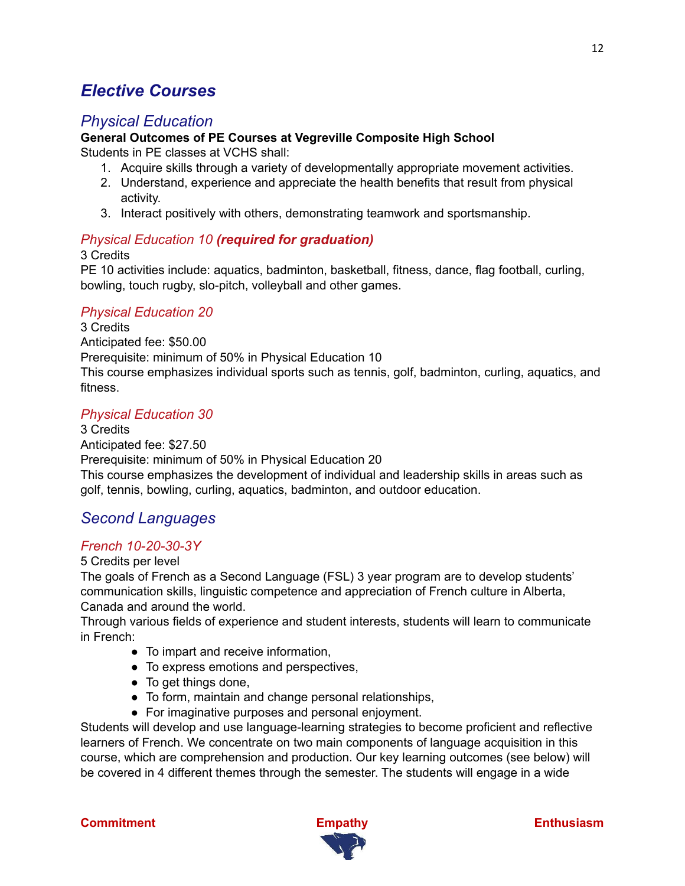# *Elective Courses*

## *Physical Education*

**General Outcomes of PE Courses at Vegreville Composite High School**

Students in PE classes at VCHS shall:

1. Acquire skills through a variety of developmentally appropriate movement activities.
2. Understand, experience and appreciate the health benefits that result from physical activity.
3. Interact positively with others, demonstrating teamwork and sportsmanship.

### *Physical Education 10 **(required for graduation)***

3 Credits

PE 10 activities include: aquatics, badminton, basketball, fitness, dance, flag football, curling, bowling, touch rugby, slo-pitch, volleyball and other games.

### *Physical Education 20*

3 Credits

Anticipated fee: $50.00

Prerequisite: minimum of 50% in Physical Education 10

This course emphasizes individual sports such as tennis, golf, badminton, curling, aquatics, and fitness.

### *Physical Education 30*

3 Credits

Anticipated fee: $27.50

Prerequisite: minimum of 50% in Physical Education 20

This course emphasizes the development of individual and leadership skills in areas such as golf, tennis, bowling, curling, aquatics, badminton, and outdoor education.

## *Second Languages*

### *French 10-20-30-3Y*

5 Credits per level

The goals of French as a Second Language (FSL) 3 year program are to develop students' communication skills, linguistic competence and appreciation of French culture in Alberta, Canada and around the world.

Through various fields of experience and student interests, students will learn to communicate in French:

- To impart and receive information,
- To express emotions and perspectives,
- To get things done,
- To form, maintain and change personal relationships,
- For imaginative purposes and personal enjoyment.

Students will develop and use language-learning strategies to become proficient and reflective learners of French. We concentrate on two main components of language acquisition in this course, which are comprehension and production. Our key learning outcomes (see below) will be covered in 4 different themes through the semester. The students will engage in a wide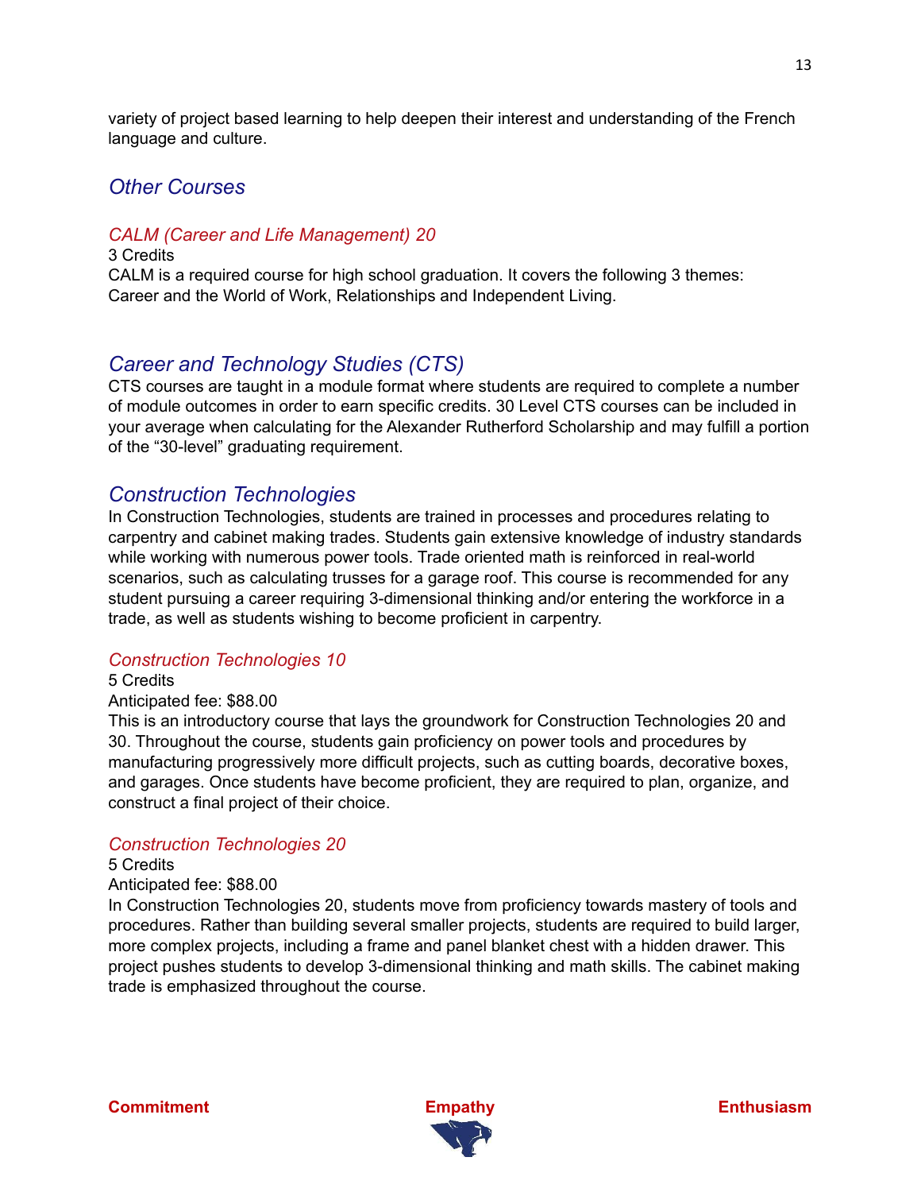variety of project based learning to help deepen their interest and understanding of the French language and culture.

## Other Courses

### CALM (Career and Life Management) 20

3 Credits

CALM is a required course for high school graduation. It covers the following 3 themes: Career and the World of Work, Relationships and Independent Living.

## Career and Technology Studies (CTS)

CTS courses are taught in a module format where students are required to complete a number of module outcomes in order to earn specific credits. 30 Level CTS courses can be included in your average when calculating for the Alexander Rutherford Scholarship and may fulfill a portion of the “30-level” graduating requirement.

## Construction Technologies

In Construction Technologies, students are trained in processes and procedures relating to carpentry and cabinet making trades. Students gain extensive knowledge of industry standards while working with numerous power tools. Trade oriented math is reinforced in real-world scenarios, such as calculating trusses for a garage roof. This course is recommended for any student pursuing a career requiring 3-dimensional thinking and/or entering the workforce in a trade, as well as students wishing to become proficient in carpentry.

### Construction Technologies 10

5 Credits

Anticipated fee: $88.00

This is an introductory course that lays the groundwork for Construction Technologies 20 and 30. Throughout the course, students gain proficiency on power tools and procedures by manufacturing progressively more difficult projects, such as cutting boards, decorative boxes, and garages. Once students have become proficient, they are required to plan, organize, and construct a final project of their choice.

### Construction Technologies 20

5 Credits

Anticipated fee: $88.00

In Construction Technologies 20, students move from proficiency towards mastery of tools and procedures. Rather than building several smaller projects, students are required to build larger, more complex projects, including a frame and panel blanket chest with a hidden drawer. This project pushes students to develop 3-dimensional thinking and math skills. The cabinet making trade is emphasized throughout the course.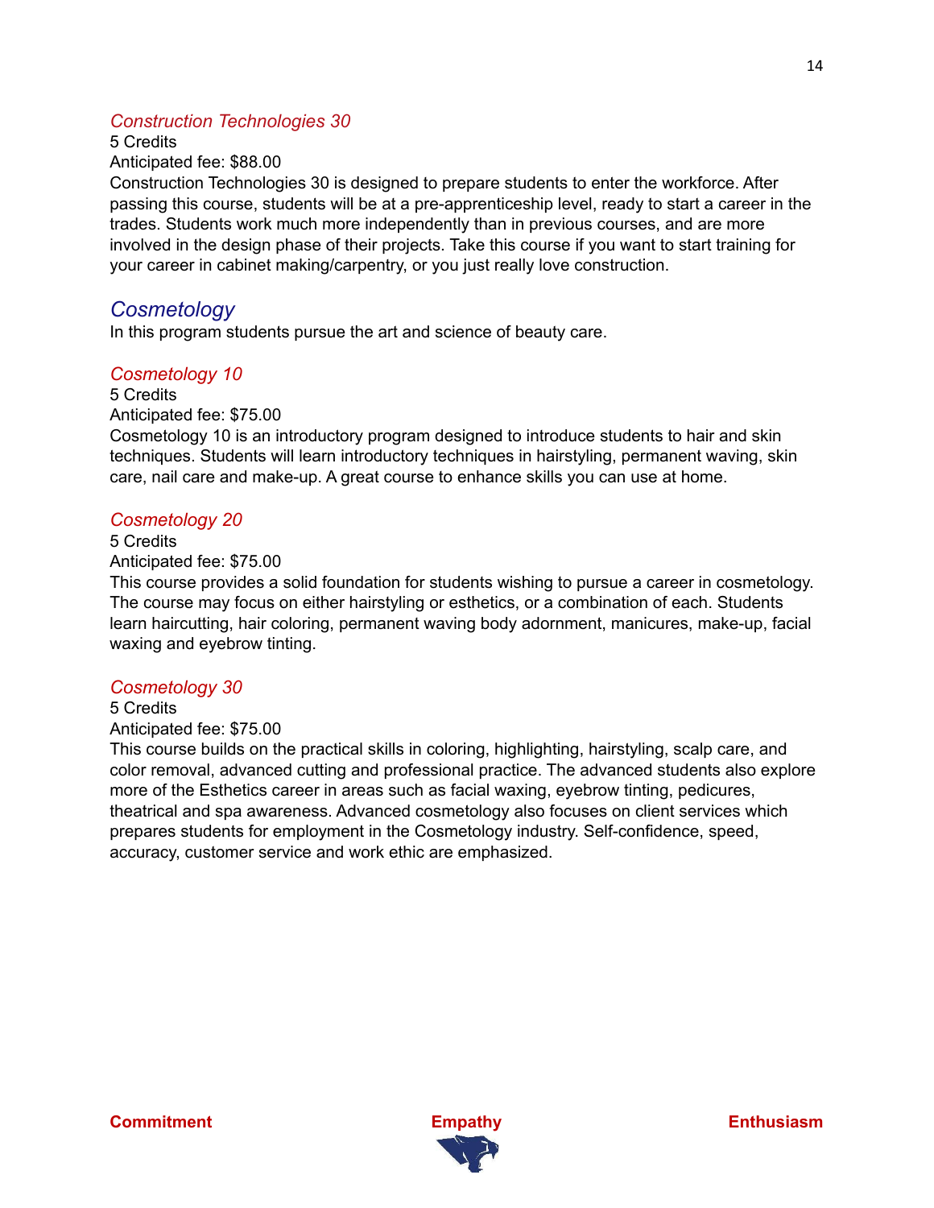### *Construction Technologies 30*

5 Credits

Anticipated fee: $88.00

Construction Technologies 30 is designed to prepare students to enter the workforce. After passing this course, students will be at a pre-apprenticeship level, ready to start a career in the trades. Students work much more independently than in previous courses, and are more involved in the design phase of their projects. Take this course if you want to start training for your career in cabinet making/carpentry, or you just really love construction.

## *Cosmetology*

In this program students pursue the art and science of beauty care.

### *Cosmetology 10*

5 Credits

Anticipated fee: $75.00

Cosmetology 10 is an introductory program designed to introduce students to hair and skin techniques. Students will learn introductory techniques in hairstyling, permanent waving, skin care, nail care and make-up. A great course to enhance skills you can use at home.

### *Cosmetology 20*

5 Credits

Anticipated fee: $75.00

This course provides a solid foundation for students wishing to pursue a career in cosmetology. The course may focus on either hairstyling or esthetics, or a combination of each. Students learn haircutting, hair coloring, permanent waving body adornment, manicures, make-up, facial waxing and eyebrow tinting.

### *Cosmetology 30*

5 Credits

Anticipated fee: $75.00

This course builds on the practical skills in coloring, highlighting, hairstyling, scalp care, and color removal, advanced cutting and professional practice. The advanced students also explore more of the Esthetics career in areas such as facial waxing, eyebrow tinting, pedicures, theatrical and spa awareness. Advanced cosmetology also focuses on client services which prepares students for employment in the Cosmetology industry. Self-confidence, speed, accuracy, customer service and work ethic are emphasized.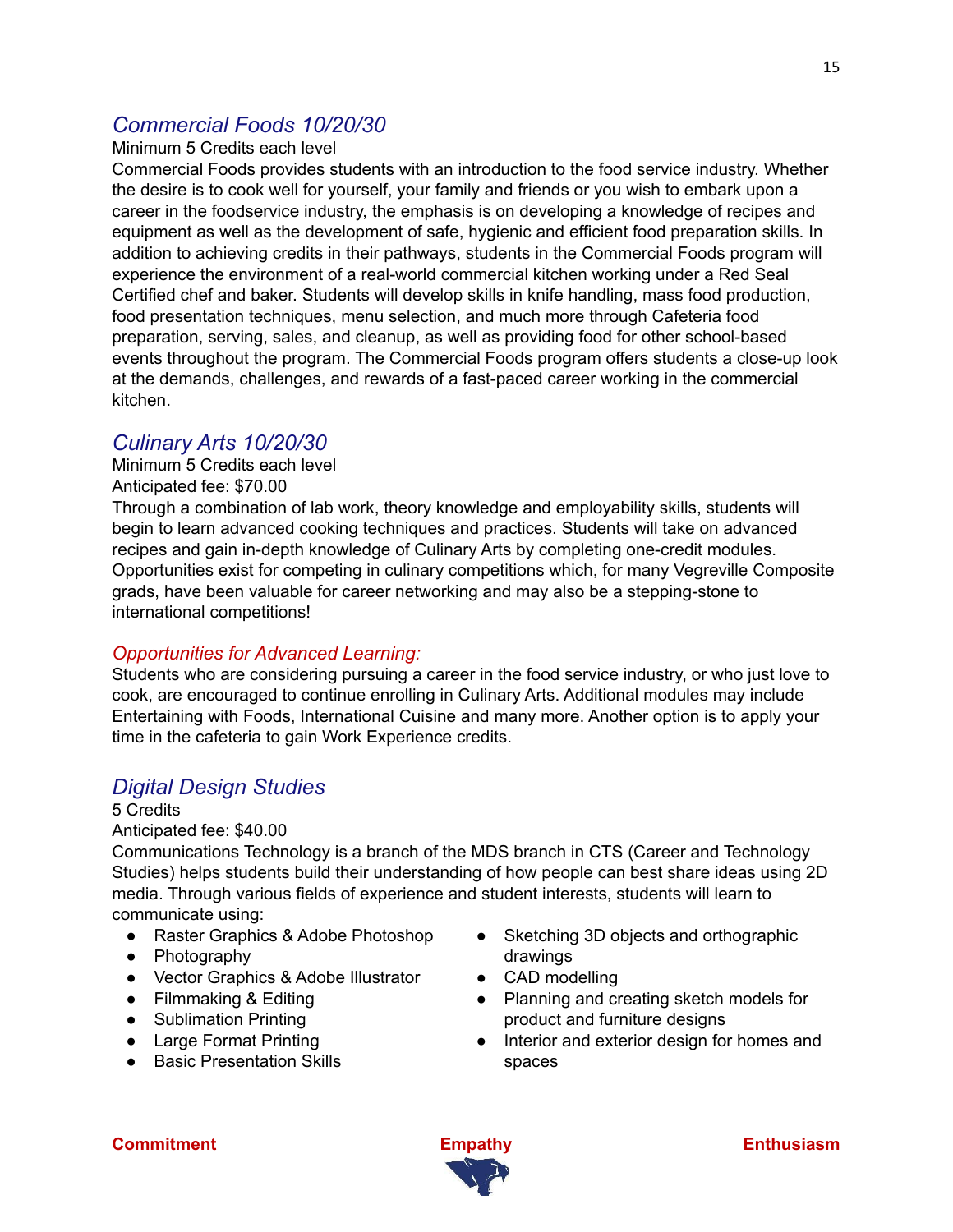## *Commercial Foods 10/20/30*

Minimum 5 Credits each level

Commercial Foods provides students with an introduction to the food service industry. Whether the desire is to cook well for yourself, your family and friends or you wish to embark upon a career in the foodservice industry, the emphasis is on developing a knowledge of recipes and equipment as well as the development of safe, hygienic and efficient food preparation skills. In addition to achieving credits in their pathways, students in the Commercial Foods program will experience the environment of a real-world commercial kitchen working under a Red Seal Certified chef and baker. Students will develop skills in knife handling, mass food production, food presentation techniques, menu selection, and much more through Cafeteria food preparation, serving, sales, and cleanup, as well as providing food for other school-based events throughout the program. The Commercial Foods program offers students a close-up look at the demands, challenges, and rewards of a fast-paced career working in the commercial kitchen.

## *Culinary Arts 10/20/30*

Minimum 5 Credits each level

Anticipated fee: $70.00

Through a combination of lab work, theory knowledge and employability skills, students will begin to learn advanced cooking techniques and practices. Students will take on advanced recipes and gain in-depth knowledge of Culinary Arts by completing one-credit modules. Opportunities exist for competing in culinary competitions which, for many Vegreville Composite grads, have been valuable for career networking and may also be a stepping-stone to international competitions!

### *Opportunities for Advanced Learning:*

Students who are considering pursuing a career in the food service industry, or who just love to cook, are encouraged to continue enrolling in Culinary Arts. Additional modules may include Entertaining with Foods, International Cuisine and many more. Another option is to apply your time in the cafeteria to gain Work Experience credits.

## *Digital Design Studies*

5 Credits

Anticipated fee: $40.00

Communications Technology is a branch of the MDS branch in CTS (Career and Technology Studies) helps students build their understanding of how people can best share ideas using 2D media. Through various fields of experience and student interests, students will learn to communicate using:

- Raster Graphics & Adobe Photoshop
- Photography
- Vector Graphics & Adobe Illustrator
- Filmmaking & Editing
- Sublimation Printing
- Large Format Printing
- Basic Presentation Skills
- Sketching 3D objects and orthographic drawings
- CAD modelling
- Planning and creating sketch models for product and furniture designs
- Interior and exterior design for homes and spaces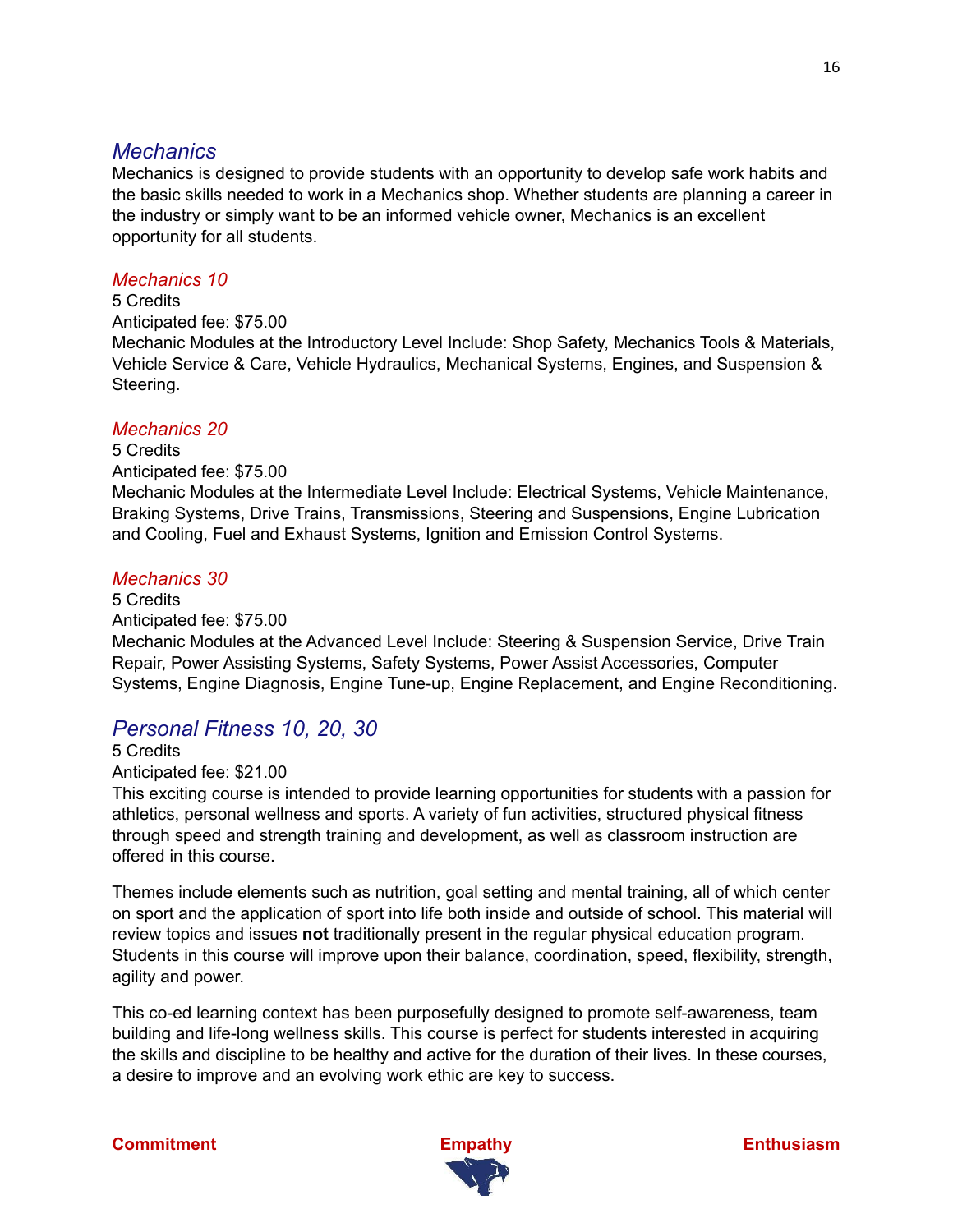## *Mechanics*

Mechanics is designed to provide students with an opportunity to develop safe work habits and the basic skills needed to work in a Mechanics shop. Whether students are planning a career in the industry or simply want to be an informed vehicle owner, Mechanics is an excellent opportunity for all students.

### *Mechanics 10*

5 Credits

Anticipated fee: $75.00

Mechanic Modules at the Introductory Level Include: Shop Safety, Mechanics Tools & Materials, Vehicle Service & Care, Vehicle Hydraulics, Mechanical Systems, Engines, and Suspension & Steering.

### *Mechanics 20*

5 Credits

Anticipated fee: $75.00

Mechanic Modules at the Intermediate Level Include: Electrical Systems, Vehicle Maintenance, Braking Systems, Drive Trains, Transmissions, Steering and Suspensions, Engine Lubrication and Cooling, Fuel and Exhaust Systems, Ignition and Emission Control Systems.

### *Mechanics 30*

5 Credits

Anticipated fee: $75.00

Mechanic Modules at the Advanced Level Include: Steering & Suspension Service, Drive Train Repair, Power Assisting Systems, Safety Systems, Power Assist Accessories, Computer Systems, Engine Diagnosis, Engine Tune-up, Engine Replacement, and Engine Reconditioning.

## *Personal Fitness 10, 20, 30*

5 Credits

Anticipated fee: $21.00

This exciting course is intended to provide learning opportunities for students with a passion for athletics, personal wellness and sports. A variety of fun activities, structured physical fitness through speed and strength training and development, as well as classroom instruction are offered in this course.

Themes include elements such as nutrition, goal setting and mental training, all of which center on sport and the application of sport into life both inside and outside of school. This material will review topics and issues **not** traditionally present in the regular physical education program. Students in this course will improve upon their balance, coordination, speed, flexibility, strength, agility and power.

This co-ed learning context has been purposefully designed to promote self-awareness, team building and life-long wellness skills. This course is perfect for students interested in acquiring the skills and discipline to be healthy and active for the duration of their lives. In these courses, a desire to improve and an evolving work ethic are key to success.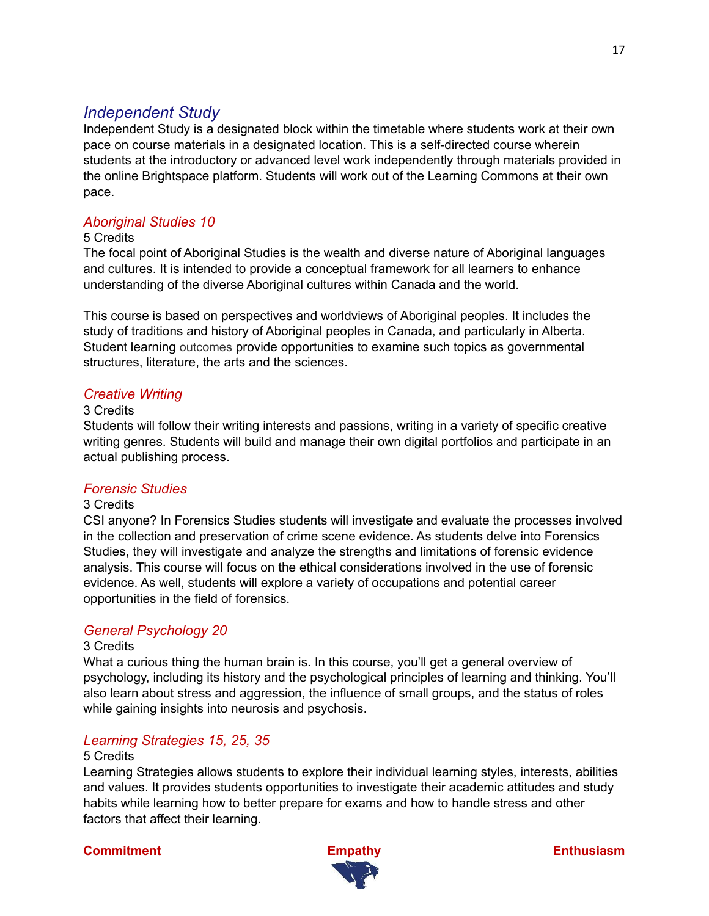## *Independent Study*

Independent Study is a designated block within the timetable where students work at their own pace on course materials in a designated location. This is a self-directed course wherein students at the introductory or advanced level work independently through materials provided in the online Brightspace platform. Students will work out of the Learning Commons at their own pace.

### *Aboriginal Studies 10*

5 Credits

The focal point of Aboriginal Studies is the wealth and diverse nature of Aboriginal languages and cultures. It is intended to provide a conceptual framework for all learners to enhance understanding of the diverse Aboriginal cultures within Canada and the world.

This course is based on perspectives and worldviews of Aboriginal peoples. It includes the study of traditions and history of Aboriginal peoples in Canada, and particularly in Alberta. Student learning outcomes provide opportunities to examine such topics as governmental structures, literature, the arts and the sciences.

### *Creative Writing*

3 Credits

Students will follow their writing interests and passions, writing in a variety of specific creative writing genres. Students will build and manage their own digital portfolios and participate in an actual publishing process.

### *Forensic Studies*

3 Credits

CSI anyone? In Forensics Studies students will investigate and evaluate the processes involved in the collection and preservation of crime scene evidence. As students delve into Forensics Studies, they will investigate and analyze the strengths and limitations of forensic evidence analysis. This course will focus on the ethical considerations involved in the use of forensic evidence. As well, students will explore a variety of occupations and potential career opportunities in the field of forensics.

### *General Psychology 20*

3 Credits

What a curious thing the human brain is. In this course, you'll get a general overview of psychology, including its history and the psychological principles of learning and thinking. You'll also learn about stress and aggression, the influence of small groups, and the status of roles while gaining insights into neurosis and psychosis.

### *Learning Strategies 15, 25, 35*

5 Credits

Learning Strategies allows students to explore their individual learning styles, interests, abilities and values. It provides students opportunities to investigate their academic attitudes and study habits while learning how to better prepare for exams and how to handle stress and other factors that affect their learning.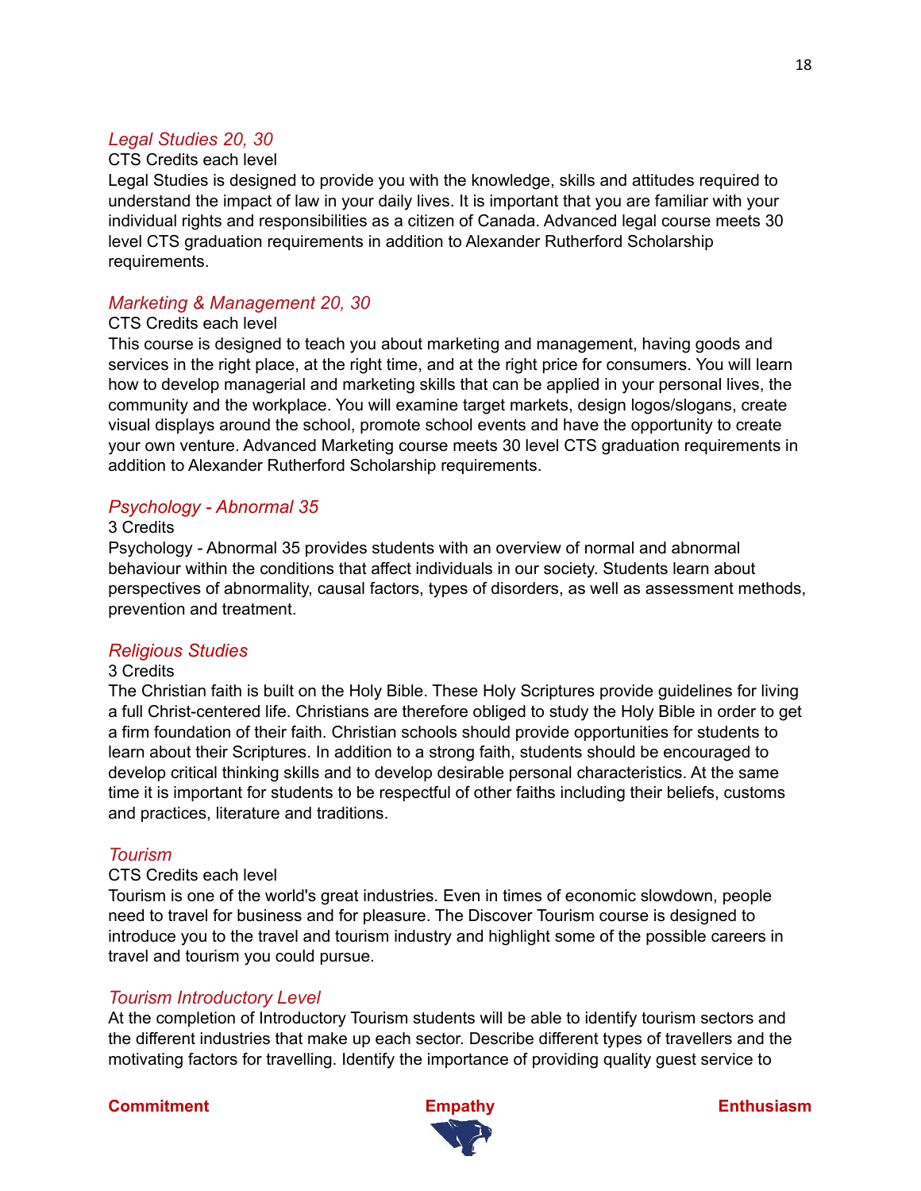### *Legal Studies 20, 30*

CTS Credits each level

Legal Studies is designed to provide you with the knowledge, skills and attitudes required to understand the impact of law in your daily lives. It is important that you are familiar with your individual rights and responsibilities as a citizen of Canada. Advanced legal course meets 30 level CTS graduation requirements in addition to Alexander Rutherford Scholarship requirements.

### *Marketing & Management 20, 30*

CTS Credits each level

This course is designed to teach you about marketing and management, having goods and services in the right place, at the right time, and at the right price for consumers. You will learn how to develop managerial and marketing skills that can be applied in your personal lives, the community and the workplace. You will examine target markets, design logos/slogans, create visual displays around the school, promote school events and have the opportunity to create your own venture. Advanced Marketing course meets 30 level CTS graduation requirements in addition to Alexander Rutherford Scholarship requirements.

### *Psychology - Abnormal 35*

3 Credits

Psychology - Abnormal 35 provides students with an overview of normal and abnormal behaviour within the conditions that affect individuals in our society. Students learn about perspectives of abnormality, causal factors, types of disorders, as well as assessment methods, prevention and treatment.

### *Religious Studies*

3 Credits

The Christian faith is built on the Holy Bible. These Holy Scriptures provide guidelines for living a full Christ-centered life. Christians are therefore obliged to study the Holy Bible in order to get a firm foundation of their faith. Christian schools should provide opportunities for students to learn about their Scriptures. In addition to a strong faith, students should be encouraged to develop critical thinking skills and to develop desirable personal characteristics. At the same time it is important for students to be respectful of other faiths including their beliefs, customs and practices, literature and traditions.

### *Tourism*

CTS Credits each level

Tourism is one of the world's great industries. Even in times of economic slowdown, people need to travel for business and for pleasure. The Discover Tourism course is designed to introduce you to the travel and tourism industry and highlight some of the possible careers in travel and tourism you could pursue.

### *Tourism Introductory Level*

At the completion of Introductory Tourism students will be able to identify tourism sectors and the different industries that make up each sector. Describe different types of travellers and the motivating factors for travelling. Identify the importance of providing quality guest service to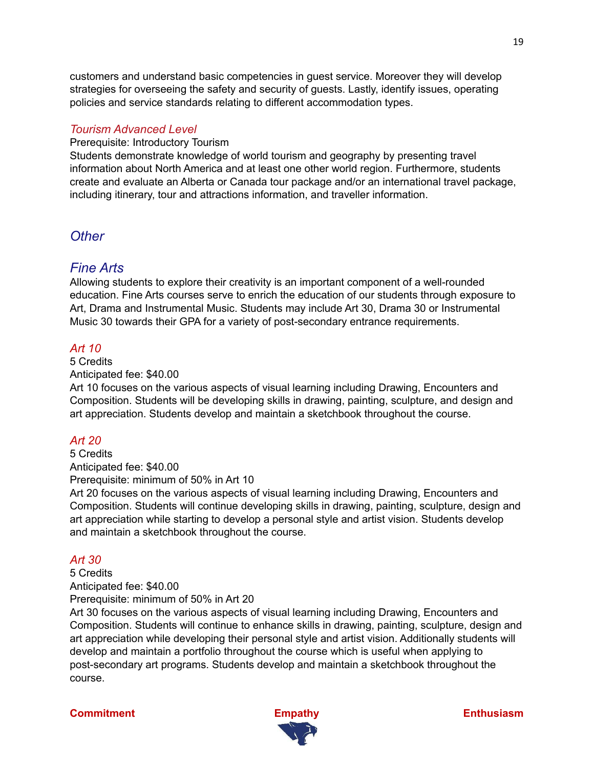customers and understand basic competencies in guest service. Moreover they will develop strategies for overseeing the safety and security of guests. Lastly, identify issues, operating policies and service standards relating to different accommodation types.

### *Tourism Advanced Level*

Prerequisite: Introductory Tourism

Students demonstrate knowledge of world tourism and geography by presenting travel information about North America and at least one other world region. Furthermore, students create and evaluate an Alberta or Canada tour package and/or an international travel package, including itinerary, tour and attractions information, and traveller information.

## *Other*

## *Fine Arts*

Allowing students to explore their creativity is an important component of a well-rounded education. Fine Arts courses serve to enrich the education of our students through exposure to Art, Drama and Instrumental Music. Students may include Art 30, Drama 30 or Instrumental Music 30 towards their GPA for a variety of post-secondary entrance requirements.

### *Art 10*

5 Credits

Anticipated fee: $40.00

Art 10 focuses on the various aspects of visual learning including Drawing, Encounters and Composition. Students will be developing skills in drawing, painting, sculpture, and design and art appreciation. Students develop and maintain a sketchbook throughout the course.

### *Art 20*

5 Credits

Anticipated fee: $40.00

Prerequisite: minimum of 50% in Art 10

Art 20 focuses on the various aspects of visual learning including Drawing, Encounters and Composition. Students will continue developing skills in drawing, painting, sculpture, design and art appreciation while starting to develop a personal style and artist vision. Students develop and maintain a sketchbook throughout the course.

### *Art 30*

5 Credits

Anticipated fee: $40.00

Prerequisite: minimum of 50% in Art 20

Art 30 focuses on the various aspects of visual learning including Drawing, Encounters and Composition. Students will continue to enhance skills in drawing, painting, sculpture, design and art appreciation while developing their personal style and artist vision. Additionally students will develop and maintain a portfolio throughout the course which is useful when applying to post-secondary art programs. Students develop and maintain a sketchbook throughout the course.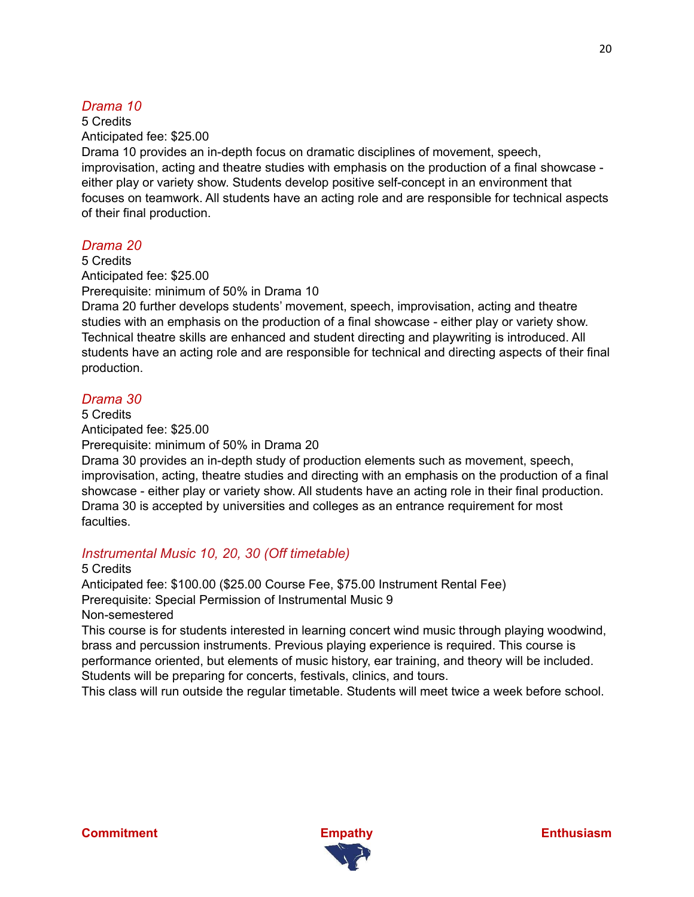### *Drama 10*

5 Credits
Anticipated fee: $25.00
Drama 10 provides an in-depth focus on dramatic disciplines of movement, speech, improvisation, acting and theatre studies with emphasis on the production of a final showcase - either play or variety show. Students develop positive self-concept in an environment that focuses on teamwork. All students have an acting role and are responsible for technical aspects of their final production.

### *Drama 20*

5 Credits
Anticipated fee: $25.00
Prerequisite: minimum of 50% in Drama 10
Drama 20 further develops students' movement, speech, improvisation, acting and theatre studies with an emphasis on the production of a final showcase - either play or variety show. Technical theatre skills are enhanced and student directing and playwriting is introduced. All students have an acting role and are responsible for technical and directing aspects of their final production.

### *Drama 30*

5 Credits
Anticipated fee: $25.00
Prerequisite: minimum of 50% in Drama 20
Drama 30 provides an in-depth study of production elements such as movement, speech, improvisation, acting, theatre studies and directing with an emphasis on the production of a final showcase - either play or variety show. All students have an acting role in their final production. Drama 30 is accepted by universities and colleges as an entrance requirement for most faculties.

### *Instrumental Music 10, 20, 30 (Off timetable)*

5 Credits
Anticipated fee: $100.00 ($25.00 Course Fee, $75.00 Instrument Rental Fee)
Prerequisite: Special Permission of Instrumental Music 9
Non-semestered
This course is for students interested in learning concert wind music through playing woodwind, brass and percussion instruments. Previous playing experience is required. This course is performance oriented, but elements of music history, ear training, and theory will be included. Students will be preparing for concerts, festivals, clinics, and tours.
This class will run outside the regular timetable. Students will meet twice a week before school.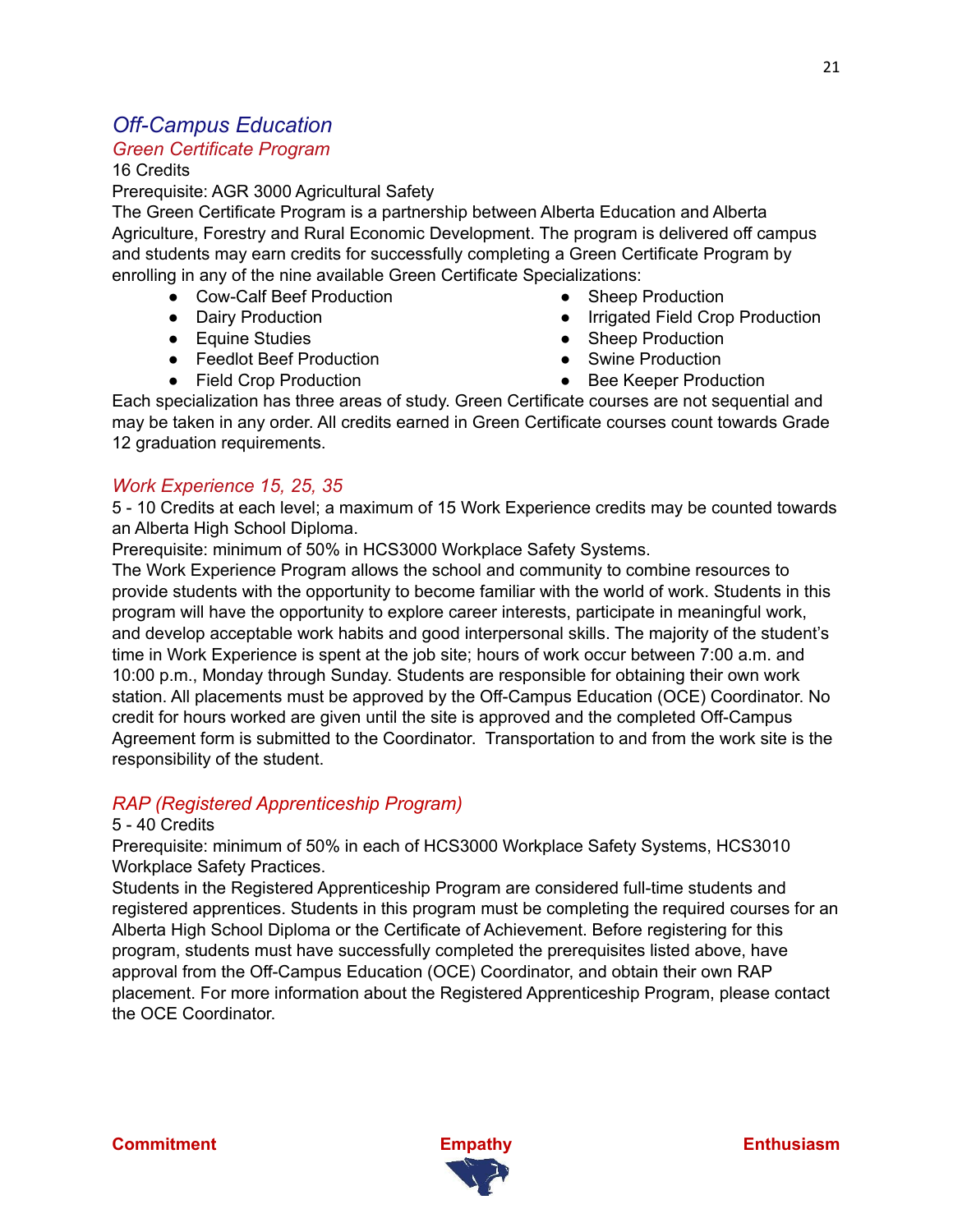## *Off-Campus Education*

### *Green Certificate Program*

16 Credits

Prerequisite: AGR 3000 Agricultural Safety

The Green Certificate Program is a partnership between Alberta Education and Alberta Agriculture, Forestry and Rural Economic Development. The program is delivered off campus and students may earn credits for successfully completing a Green Certificate Program by enrolling in any of the nine available Green Certificate Specializations:

- Cow-Calf Beef Production
- Dairy Production
- Equine Studies
- Feedlot Beef Production
- Field Crop Production
- Sheep Production
- Irrigated Field Crop Production
- Sheep Production
- Swine Production
- Bee Keeper Production

Each specialization has three areas of study. Green Certificate courses are not sequential and may be taken in any order. All credits earned in Green Certificate courses count towards Grade 12 graduation requirements.

### *Work Experience 15, 25, 35*

5 - 10 Credits at each level; a maximum of 15 Work Experience credits may be counted towards an Alberta High School Diploma.

Prerequisite: minimum of 50% in HCS3000 Workplace Safety Systems.

The Work Experience Program allows the school and community to combine resources to provide students with the opportunity to become familiar with the world of work. Students in this program will have the opportunity to explore career interests, participate in meaningful work, and develop acceptable work habits and good interpersonal skills. The majority of the student's time in Work Experience is spent at the job site; hours of work occur between 7:00 a.m. and 10:00 p.m., Monday through Sunday. Students are responsible for obtaining their own work station. All placements must be approved by the Off-Campus Education (OCE) Coordinator. No credit for hours worked are given until the site is approved and the completed Off-Campus Agreement form is submitted to the Coordinator. Transportation to and from the work site is the responsibility of the student.

### *RAP (Registered Apprenticeship Program)*

5 - 40 Credits

Prerequisite: minimum of 50% in each of HCS3000 Workplace Safety Systems, HCS3010 Workplace Safety Practices.

Students in the Registered Apprenticeship Program are considered full-time students and registered apprentices. Students in this program must be completing the required courses for an Alberta High School Diploma or the Certificate of Achievement. Before registering for this program, students must have successfully completed the prerequisites listed above, have approval from the Off-Campus Education (OCE) Coordinator, and obtain their own RAP placement. For more information about the Registered Apprenticeship Program, please contact the OCE Coordinator.